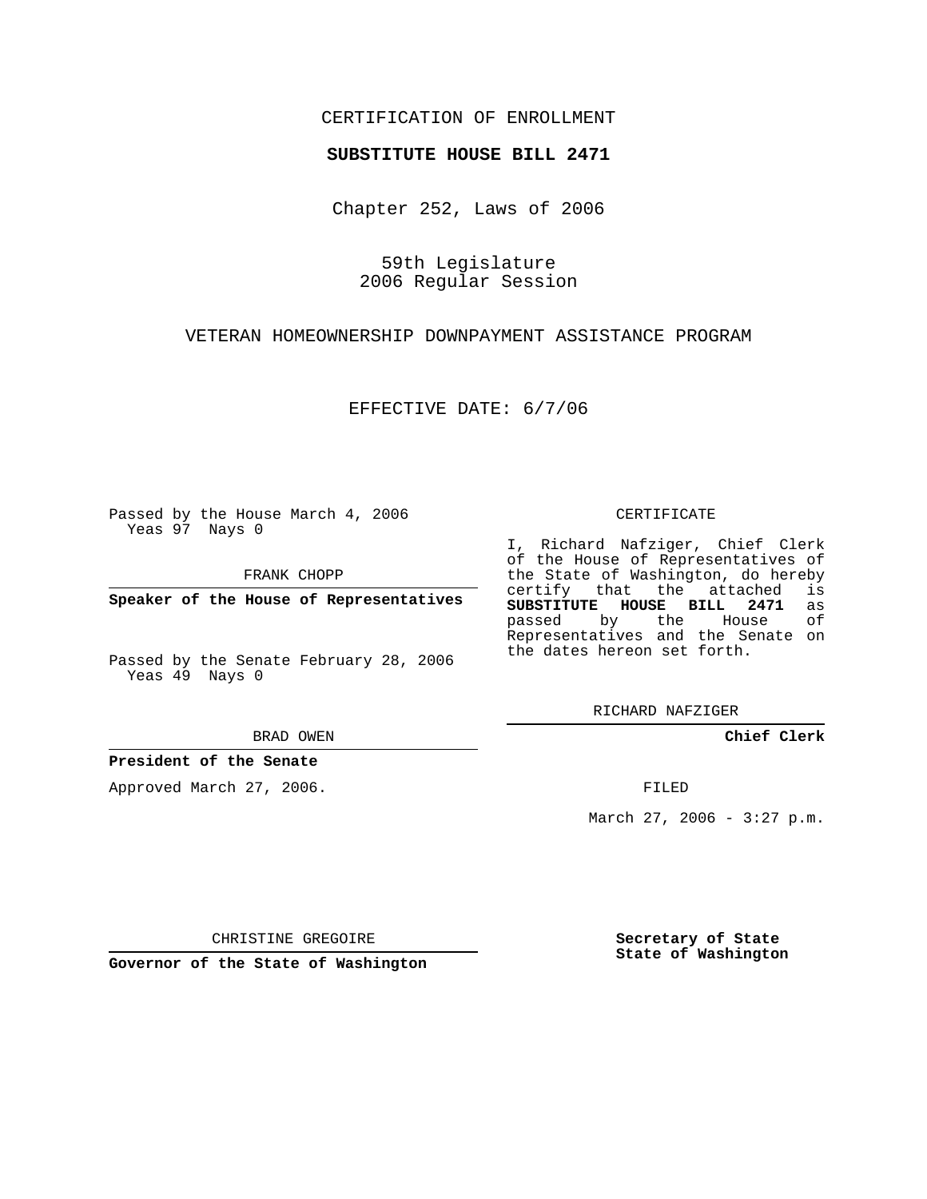CERTIFICATION OF ENROLLMENT

**SUBSTITUTE HOUSE BILL 2471**

Chapter 252, Laws of 2006

59th Legislature
2006 Regular Session

VETERAN HOMEOWNERSHIP DOWNPAYMENT ASSISTANCE PROGRAM

EFFECTIVE DATE: 6/7/06

Passed by the House March 4, 2006
Yeas 97 Nays 0

FRANK CHOPP

**Speaker of the House of Representatives**

Passed by the Senate February 28, 2006
Yeas 49 Nays 0

BRAD OWEN

**President of the Senate**

Approved March 27, 2006.

CHRISTINE GREGOIRE

**Governor of the State of Washington**

CERTIFICATE

I, Richard Nafziger, Chief Clerk of the House of Representatives of the State of Washington, do hereby certify that the attached is **SUBSTITUTE HOUSE BILL 2471** as passed by the House of Representatives and the Senate on the dates hereon set forth.

RICHARD NAFZIGER

**Chief Clerk**

FILED

March 27, 2006 - 3:27 p.m.

**Secretary of State**
**State of Washington**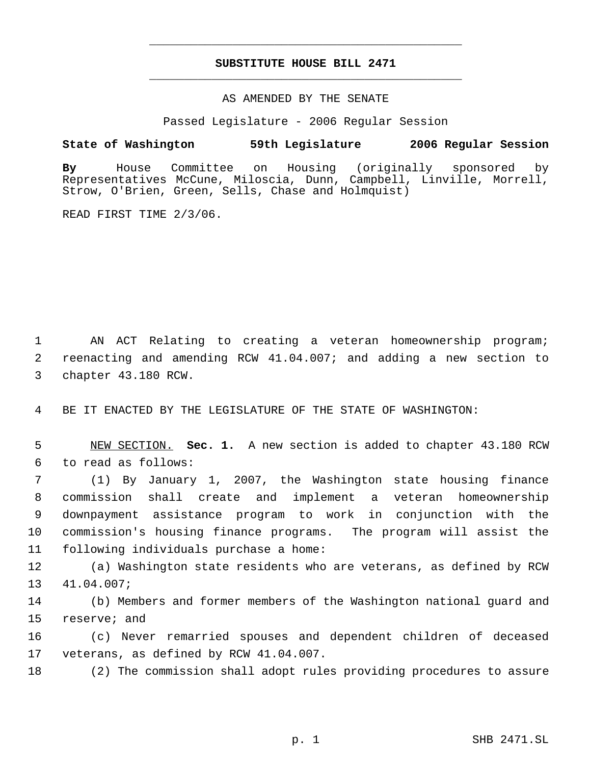# SUBSTITUTE HOUSE BILL 2471

AS AMENDED BY THE SENATE

Passed Legislature - 2006 Regular Session

**State of Washington 59th Legislature 2006 Regular Session**

**By** House Committee on Housing (originally sponsored by Representatives McCune, Miloscia, Dunn, Campbell, Linville, Morrell, Strow, O'Brien, Green, Sells, Chase and Holmquist)

READ FIRST TIME 2/3/06.

AN ACT Relating to creating a veteran homeownership program; reenacting and amending RCW 41.04.007; and adding a new section to chapter 43.180 RCW.

BE IT ENACTED BY THE LEGISLATURE OF THE STATE OF WASHINGTON:

NEW SECTION. **Sec. 1.** A new section is added to chapter 43.180 RCW to read as follows:

(1) By January 1, 2007, the Washington state housing finance commission shall create and implement a veteran homeownership downpayment assistance program to work in conjunction with the commission's housing finance programs. The program will assist the following individuals purchase a home:

(a) Washington state residents who are veterans, as defined by RCW 41.04.007;

(b) Members and former members of the Washington national guard and reserve; and

(c) Never remarried spouses and dependent children of deceased veterans, as defined by RCW 41.04.007.

(2) The commission shall adopt rules providing procedures to assure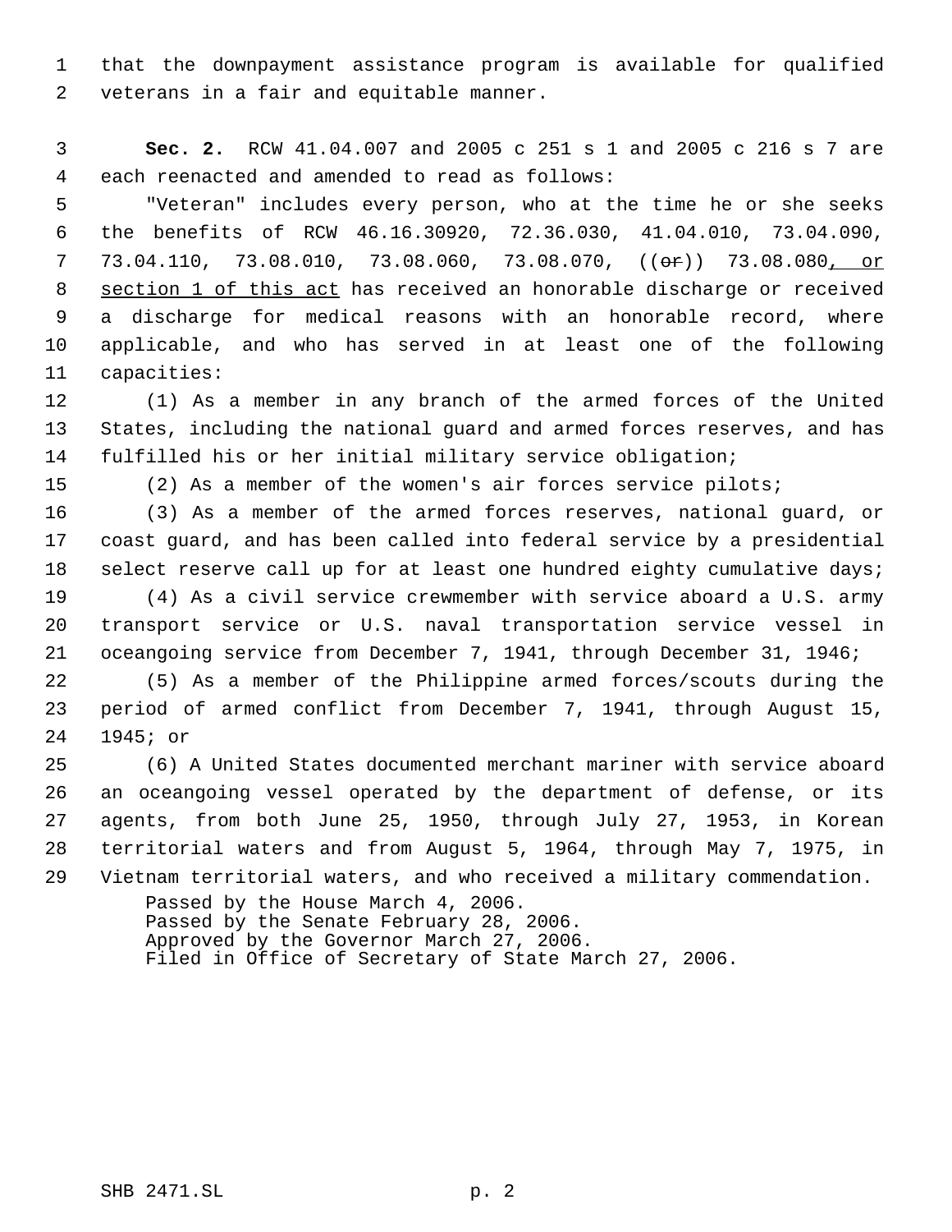that the downpayment assistance program is available for qualified veterans in a fair and equitable manner.

**Sec. 2.** RCW 41.04.007 and 2005 c 251 s 1 and 2005 c 216 s 7 are each reenacted and amended to read as follows:

"Veteran" includes every person, who at the time he or she seeks the benefits of RCW 46.16.30920, 72.36.030, 41.04.010, 73.04.090, 73.04.110, 73.08.010, 73.08.060, 73.08.070, ((~~or~~)) 73.08.080, or section 1 of this act has received an honorable discharge or received a discharge for medical reasons with an honorable record, where applicable, and who has served in at least one of the following capacities:

(1) As a member in any branch of the armed forces of the United States, including the national guard and armed forces reserves, and has fulfilled his or her initial military service obligation;

(2) As a member of the women's air forces service pilots;

(3) As a member of the armed forces reserves, national guard, or coast guard, and has been called into federal service by a presidential select reserve call up for at least one hundred eighty cumulative days;

(4) As a civil service crewmember with service aboard a U.S. army transport service or U.S. naval transportation service vessel in oceangoing service from December 7, 1941, through December 31, 1946;

(5) As a member of the Philippine armed forces/scouts during the period of armed conflict from December 7, 1941, through August 15, 1945; or

(6) A United States documented merchant mariner with service aboard an oceangoing vessel operated by the department of defense, or its agents, from both June 25, 1950, through July 27, 1953, in Korean territorial waters and from August 5, 1964, through May 7, 1975, in Vietnam territorial waters, and who received a military commendation.

Passed by the House March 4, 2006.
Passed by the Senate February 28, 2006.
Approved by the Governor March 27, 2006.
Filed in Office of Secretary of State March 27, 2006.